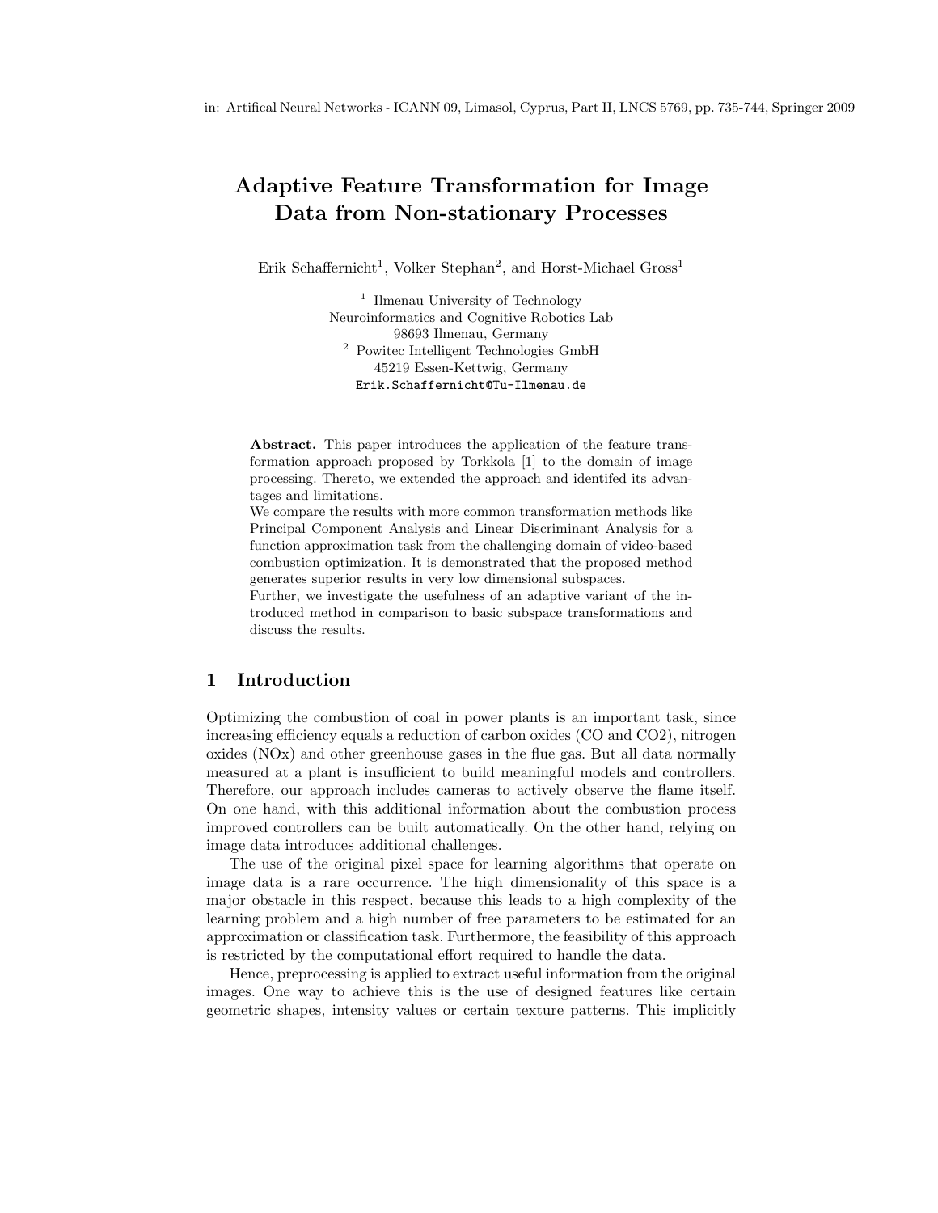in: Artifical Neural Networks - ICANN 09, Limasol, Cyprus, Part II, LNCS 5769, pp. 735-744, Springer 2009

# Adaptive Feature Transformation for Image Data from Non-stationary Processes

Erik Schaffernicht[1], Volker Stephan[2], and Horst-Michael Gross[1]

[1] Ilmenau University of Technology
Neuroinformatics and Cognitive Robotics Lab
98693 Ilmenau, Germany

[2] Powitec Intelligent Technologies GmbH
45219 Essen-Kettwig, Germany

Erik.Schaffernicht@Tu-Ilmenau.de

**Abstract.** This paper introduces the application of the feature transformation approach proposed by Torkkola [1] to the domain of image processing. Thereto, we extended the approach and identifed its advantages and limitations.
We compare the results with more common transformation methods like Principal Component Analysis and Linear Discriminant Analysis for a function approximation task from the challenging domain of video-based combustion optimization. It is demonstrated that the proposed method generates superior results in very low dimensional subspaces.
Further, we investigate the usefulness of an adaptive variant of the introduced method in comparison to basic subspace transformations and discuss the results.

## 1 Introduction

Optimizing the combustion of coal in power plants is an important task, since increasing efficiency equals a reduction of carbon oxides (CO and CO2), nitrogen oxides (NOx) and other greenhouse gases in the flue gas. But all data normally measured at a plant is insufficient to build meaningful models and controllers. Therefore, our approach includes cameras to actively observe the flame itself. On one hand, with this additional information about the combustion process improved controllers can be built automatically. On the other hand, relying on image data introduces additional challenges.

The use of the original pixel space for learning algorithms that operate on image data is a rare occurrence. The high dimensionality of this space is a major obstacle in this respect, because this leads to a high complexity of the learning problem and a high number of free parameters to be estimated for an approximation or classification task. Furthermore, the feasibility of this approach is restricted by the computational effort required to handle the data.

Hence, preprocessing is applied to extract useful information from the original images. One way to achieve this is the use of designed features like certain geometric shapes, intensity values or certain texture patterns. This implicitly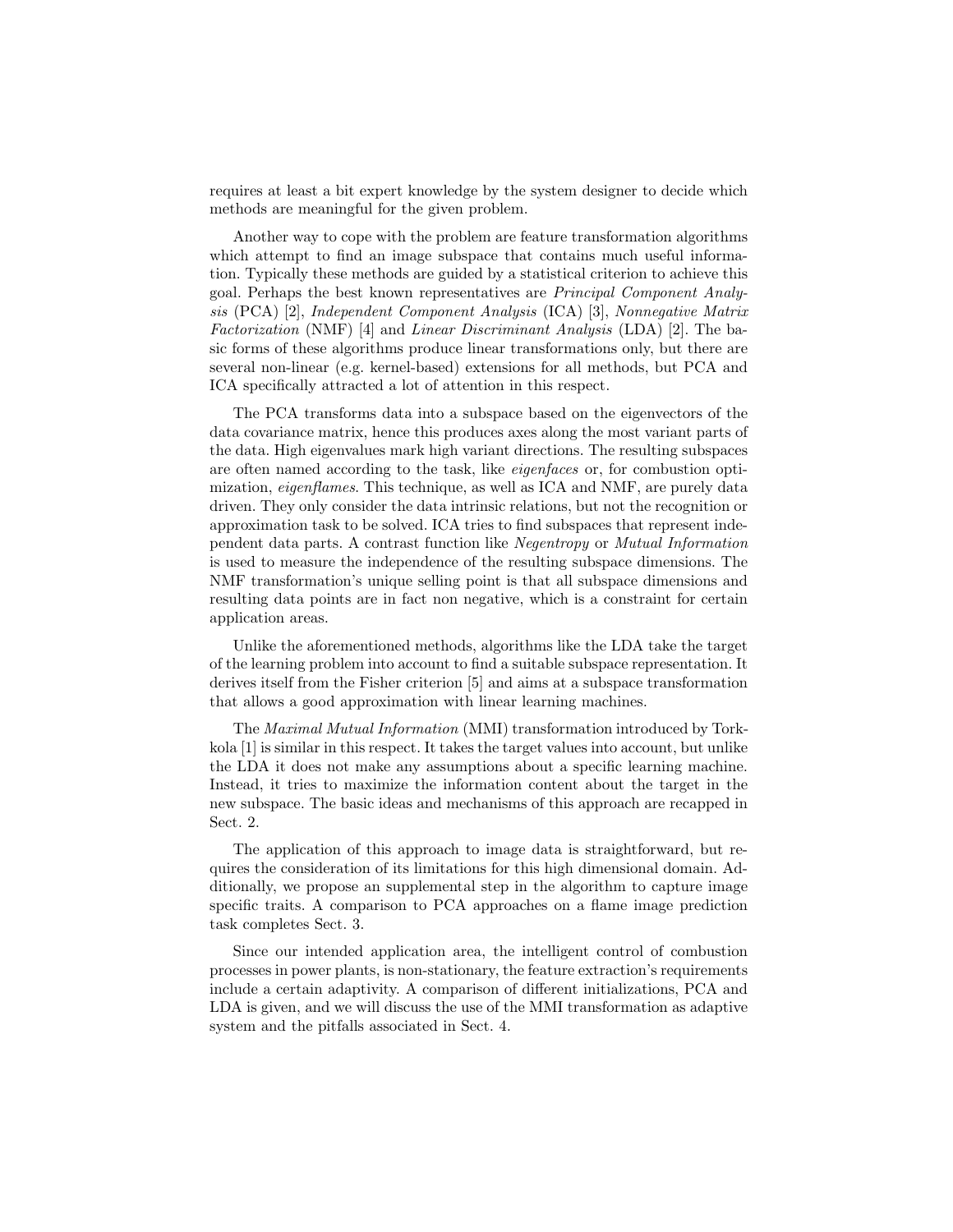requires at least a bit expert knowledge by the system designer to decide which methods are meaningful for the given problem.

Another way to cope with the problem are feature transformation algorithms which attempt to find an image subspace that contains much useful information. Typically these methods are guided by a statistical criterion to achieve this goal. Perhaps the best known representatives are *Principal Component Analysis* (PCA) [2], *Independent Component Analysis* (ICA) [3], *Nonnegative Matrix Factorization* (NMF) [4] and *Linear Discriminant Analysis* (LDA) [2]. The basic forms of these algorithms produce linear transformations only, but there are several non-linear (e.g. kernel-based) extensions for all methods, but PCA and ICA specifically attracted a lot of attention in this respect.

The PCA transforms data into a subspace based on the eigenvectors of the data covariance matrix, hence this produces axes along the most variant parts of the data. High eigenvalues mark high variant directions. The resulting subspaces are often named according to the task, like *eigenfaces* or, for combustion optimization, *eigenflames*. This technique, as well as ICA and NMF, are purely data driven. They only consider the data intrinsic relations, but not the recognition or approximation task to be solved. ICA tries to find subspaces that represent independent data parts. A contrast function like *Negentropy* or *Mutual Information* is used to measure the independence of the resulting subspace dimensions. The NMF transformation's unique selling point is that all subspace dimensions and resulting data points are in fact non negative, which is a constraint for certain application areas.

Unlike the aforementioned methods, algorithms like the LDA take the target of the learning problem into account to find a suitable subspace representation. It derives itself from the Fisher criterion [5] and aims at a subspace transformation that allows a good approximation with linear learning machines.

The *Maximal Mutual Information* (MMI) transformation introduced by Torkkola [1] is similar in this respect. It takes the target values into account, but unlike the LDA it does not make any assumptions about a specific learning machine. Instead, it tries to maximize the information content about the target in the new subspace. The basic ideas and mechanisms of this approach are recapped in Sect. 2.

The application of this approach to image data is straightforward, but requires the consideration of its limitations for this high dimensional domain. Additionally, we propose an supplemental step in the algorithm to capture image specific traits. A comparison to PCA approaches on a flame image prediction task completes Sect. 3.

Since our intended application area, the intelligent control of combustion processes in power plants, is non-stationary, the feature extraction's requirements include a certain adaptivity. A comparison of different initializations, PCA and LDA is given, and we will discuss the use of the MMI transformation as adaptive system and the pitfalls associated in Sect. 4.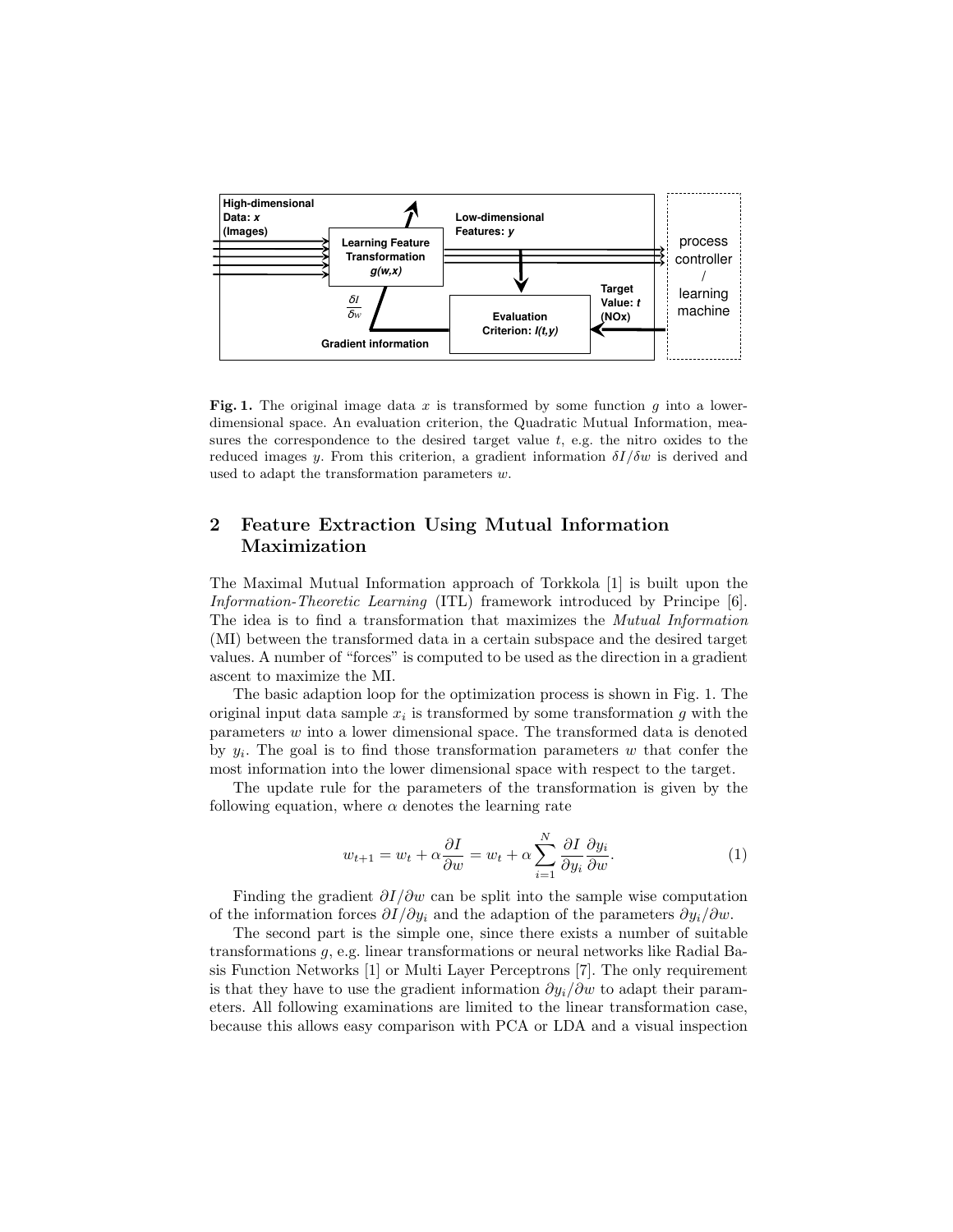**Fig. 1.** The original image data $x$ is transformed by some function $g$ into a lower-dimensional space. An evaluation criterion, the Quadratic Mutual Information, measures the correspondence to the desired target value $t$, e.g. the nitro oxides to the reduced images $y$. From this criterion, a gradient information $\delta I/\delta w$ is derived and used to adapt the transformation parameters $w$.

## 2 Feature Extraction Using Mutual Information Maximization

The Maximal Mutual Information approach of Torkkola [1] is built upon the *Information-Theoretic Learning* (ITL) framework introduced by Principe [6]. The idea is to find a transformation that maximizes the *Mutual Information* (MI) between the transformed data in a certain subspace and the desired target values. A number of "forces" is computed to be used as the direction in a gradient ascent to maximize the MI.

The basic adaption loop for the optimization process is shown in Fig. 1. The original input data sample $x_i$ is transformed by some transformation $g$ with the parameters $w$ into a lower dimensional space. The transformed data is denoted by $y_i$. The goal is to find those transformation parameters $w$ that confer the most information into the lower dimensional space with respect to the target.

The update rule for the parameters of the transformation is given by the following equation, where $\alpha$ denotes the learning rate

$$w_{t+1} = w_t + \alpha \frac{\partial I}{\partial w} = w_t + \alpha \sum_{i=1}^{N} \frac{\partial I}{\partial y_i} \frac{\partial y_i}{\partial w}. \tag{1}$$

Finding the gradient $\partial I/\partial w$ can be split into the sample wise computation of the information forces $\partial I/\partial y_i$ and the adaption of the parameters $\partial y_i/\partial w$.

The second part is the simple one, since there exists a number of suitable transformations $g$, e.g. linear transformations or neural networks like Radial Basis Function Networks [1] or Multi Layer Perceptrons [7]. The only requirement is that they have to use the gradient information $\partial y_i/\partial w$ to adapt their parameters. All following examinations are limited to the linear transformation case, because this allows easy comparison with PCA or LDA and a visual inspection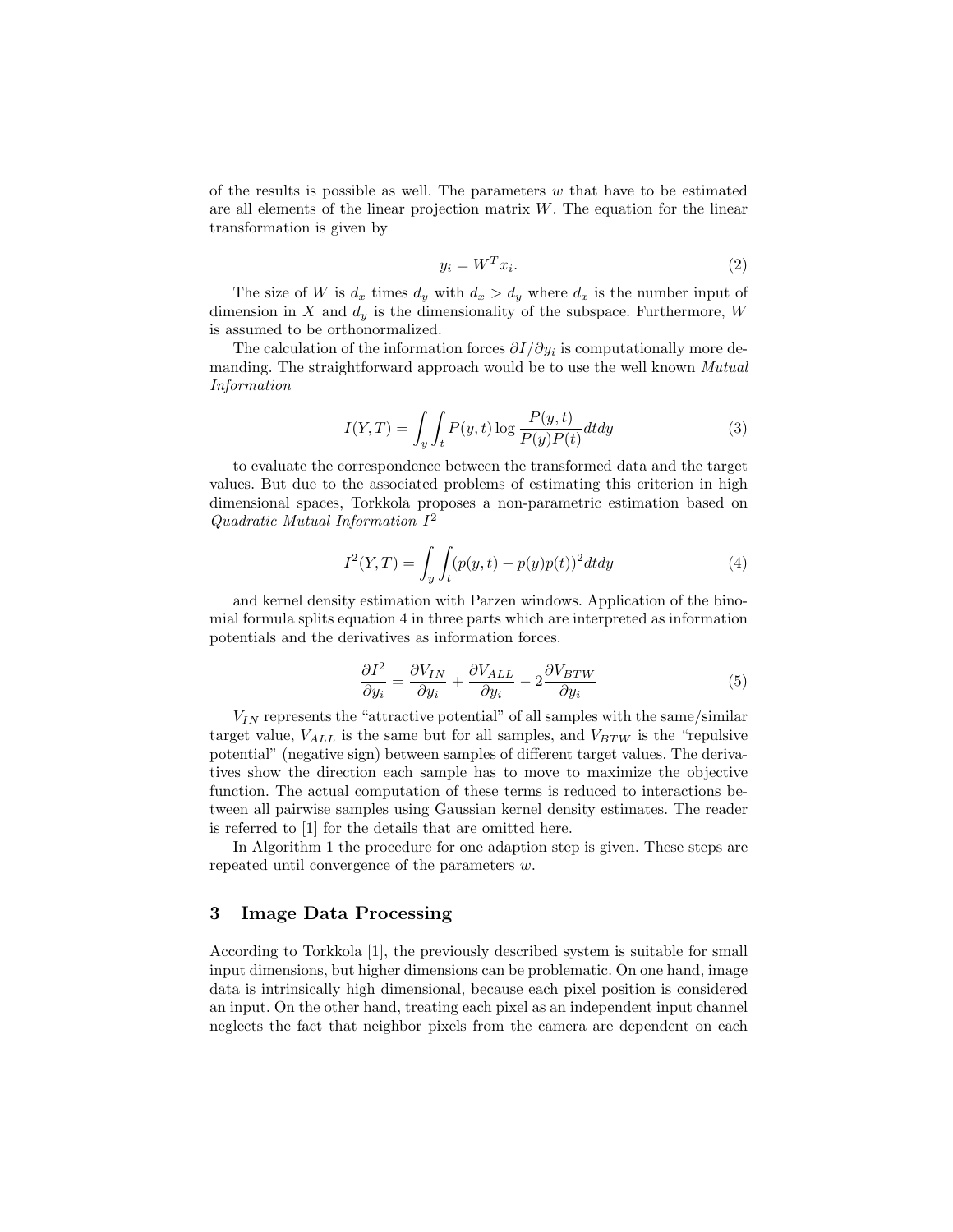of the results is possible as well. The parameters $w$ that have to be estimated are all elements of the linear projection matrix $W$. The equation for the linear transformation is given by

$$y_i = W^T x_i. \tag{2}$$

The size of $W$ is $d_x$ times $d_y$ with $d_x > d_y$ where $d_x$ is the number input of dimension in $X$ and $d_y$ is the dimensionality of the subspace. Furthermore, $W$ is assumed to be orthonormalized.

The calculation of the information forces $\partial I / \partial y_i$ is computationally more demanding. The straightforward approach would be to use the well known *Mutual Information*

$$I(Y,T) = \int_y \int_t P(y,t) \log \frac{P(y,t)}{P(y)P(t)} dtdy \tag{3}$$

to evaluate the correspondence between the transformed data and the target values. But due to the associated problems of estimating this criterion in high dimensional spaces, Torkkola proposes a non-parametric estimation based on *Quadratic Mutual Information* $I^2$

$$I^2(Y,T) = \int_y \int_t (p(y,t) - p(y)p(t))^2 dtdy \tag{4}$$

and kernel density estimation with Parzen windows. Application of the binomial formula splits equation 4 in three parts which are interpreted as information potentials and the derivatives as information forces.

$$\frac{\partial I^2}{\partial y_i} = \frac{\partial V_{IN}}{\partial y_i} + \frac{\partial V_{ALL}}{\partial y_i} - 2\frac{\partial V_{BTW}}{\partial y_i} \tag{5}$$

$V_{IN}$ represents the "attractive potential" of all samples with the same/similar target value, $V_{ALL}$ is the same but for all samples, and $V_{BTW}$ is the "repulsive potential" (negative sign) between samples of different target values. The derivatives show the direction each sample has to move to maximize the objective function. The actual computation of these terms is reduced to interactions between all pairwise samples using Gaussian kernel density estimates. The reader is referred to [1] for the details that are omitted here.

In Algorithm 1 the procedure for one adaption step is given. These steps are repeated until convergence of the parameters $w$.

## 3 Image Data Processing

According to Torkkola [1], the previously described system is suitable for small input dimensions, but higher dimensions can be problematic. On one hand, image data is intrinsically high dimensional, because each pixel position is considered an input. On the other hand, treating each pixel as an independent input channel neglects the fact that neighbor pixels from the camera are dependent on each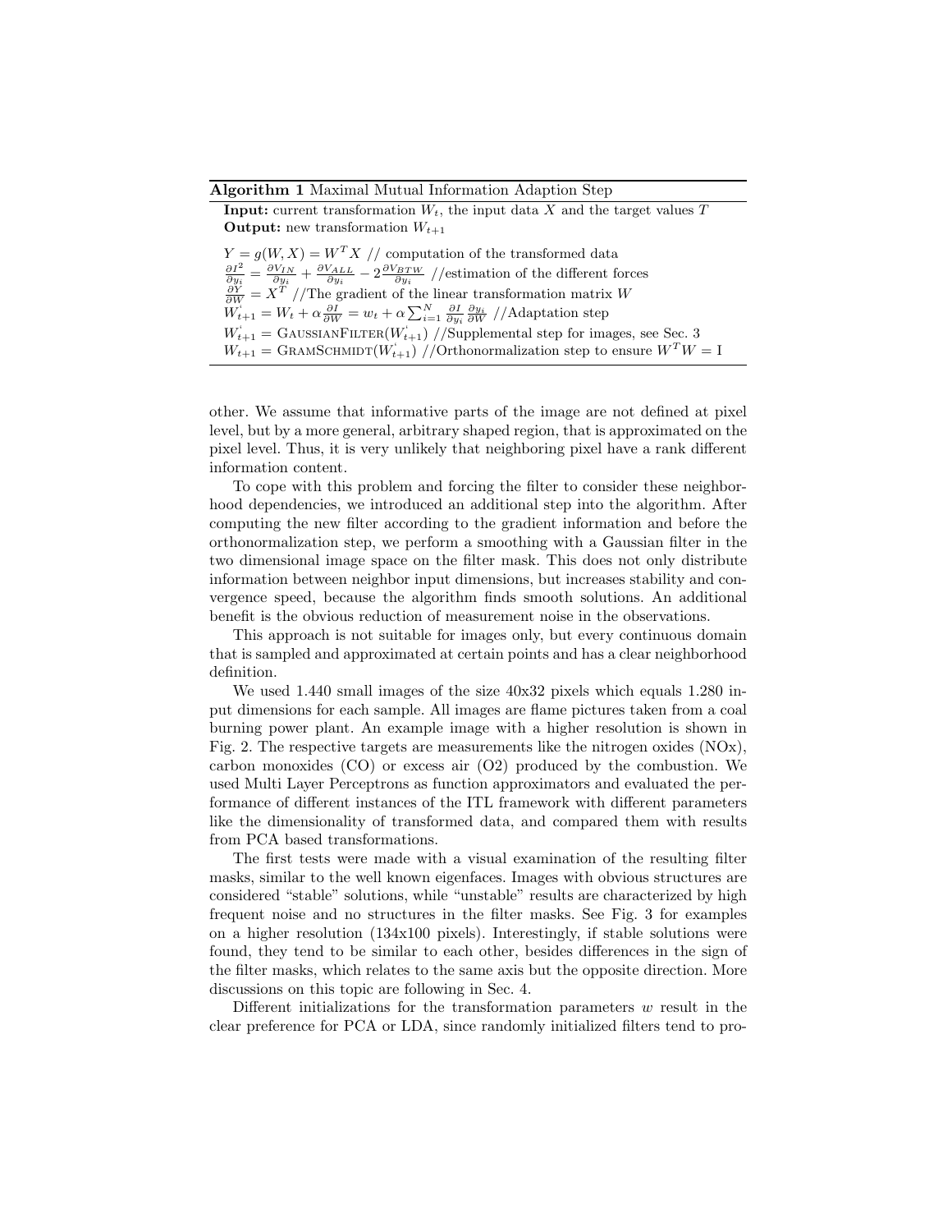**Algorithm 1** Maximal Mutual Information Adaption Step

**Input:** current transformation $W_t$, the input data $X$ and the target values $T$
**Output:** new transformation $W_{t+1}$

$Y = g(W, X) = W^T X$ // computation of the transformed data
$\frac{\partial I^2}{\partial y_i} = \frac{\partial V_{IN}}{\partial y_i} + \frac{\partial V_{ALL}}{\partial y_i} - 2\frac{\partial V_{BTW}}{\partial y_i}$ //estimation of the different forces
$\frac{\partial Y}{\partial W} = X^T$ //The gradient of the linear transformation matrix $W$
$W^{'}_{t+1} = W_t + \alpha \frac{\partial I}{\partial W} = w_t + \alpha \sum_{i=1}^{N} \frac{\partial I}{\partial y_i} \frac{\partial y_i}{\partial W}$ //Adaptation step
$W^{'}_{t+1} = \text{GaussianFilter}(W^{'}_{t+1})$ //Supplemental step for images, see Sec. 3
$W_{t+1} = \text{GramSchmidt}(W^{'}_{t+1})$ //Orthonormalization step to ensure $W^T W = \text{I}$

other. We assume that informative parts of the image are not defined at pixel level, but by a more general, arbitrary shaped region, that is approximated on the pixel level. Thus, it is very unlikely that neighboring pixel have a rank different information content.

To cope with this problem and forcing the filter to consider these neighborhood dependencies, we introduced an additional step into the algorithm. After computing the new filter according to the gradient information and before the orthonormalization step, we perform a smoothing with a Gaussian filter in the two dimensional image space on the filter mask. This does not only distribute information between neighbor input dimensions, but increases stability and convergence speed, because the algorithm finds smooth solutions. An additional benefit is the obvious reduction of measurement noise in the observations.

This approach is not suitable for images only, but every continuous domain that is sampled and approximated at certain points and has a clear neighborhood definition.

We used 1.440 small images of the size 40x32 pixels which equals 1.280 input dimensions for each sample. All images are flame pictures taken from a coal burning power plant. An example image with a higher resolution is shown in Fig. 2. The respective targets are measurements like the nitrogen oxides (NOx), carbon monoxides (CO) or excess air (O2) produced by the combustion. We used Multi Layer Perceptrons as function approximators and evaluated the performance of different instances of the ITL framework with different parameters like the dimensionality of transformed data, and compared them with results from PCA based transformations.

The first tests were made with a visual examination of the resulting filter masks, similar to the well known eigenfaces. Images with obvious structures are considered "stable" solutions, while "unstable" results are characterized by high frequent noise and no structures in the filter masks. See Fig. 3 for examples on a higher resolution (134x100 pixels). Interestingly, if stable solutions were found, they tend to be similar to each other, besides differences in the sign of the filter masks, which relates to the same axis but the opposite direction. More discussions on this topic are following in Sec. 4.

Different initializations for the transformation parameters $w$ result in the clear preference for PCA or LDA, since randomly initialized filters tend to pro-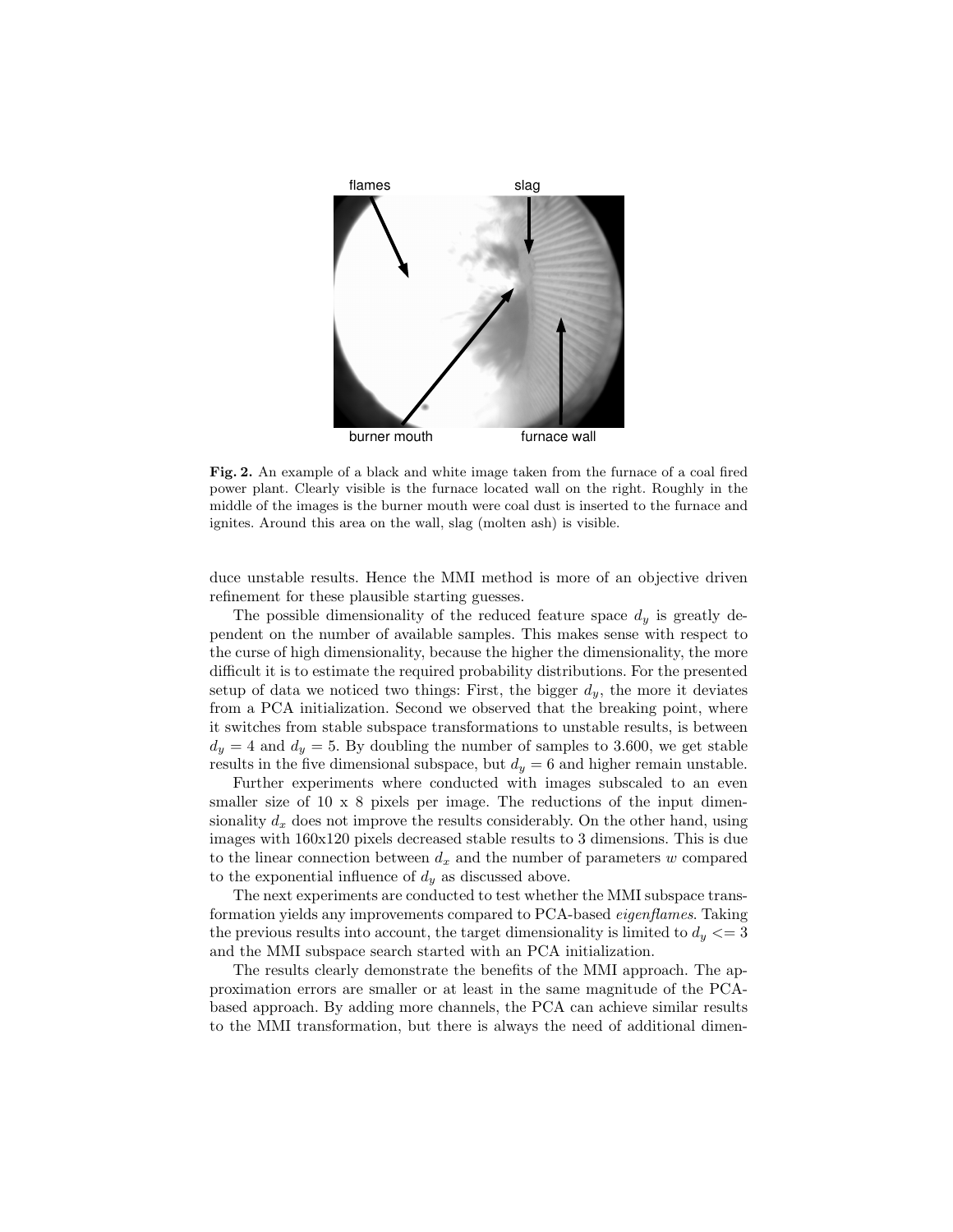**Fig. 2.** An example of a black and white image taken from the furnace of a coal fired power plant. Clearly visible is the furnace located wall on the right. Roughly in the middle of the images is the burner mouth were coal dust is inserted to the furnace and ignites. Around this area on the wall, slag (molten ash) is visible.

duce unstable results. Hence the MMI method is more of an objective driven refinement for these plausible starting guesses.

The possible dimensionality of the reduced feature space $d_y$ is greatly dependent on the number of available samples. This makes sense with respect to the curse of high dimensionality, because the higher the dimensionality, the more difficult it is to estimate the required probability distributions. For the presented setup of data we noticed two things: First, the bigger $d_y$, the more it deviates from a PCA initialization. Second we observed that the breaking point, where it switches from stable subspace transformations to unstable results, is between $d_y = 4$ and $d_y = 5$. By doubling the number of samples to 3.600, we get stable results in the five dimensional subspace, but $d_y = 6$ and higher remain unstable.

Further experiments where conducted with images subscaled to an even smaller size of 10 x 8 pixels per image. The reductions of the input dimensionality $d_x$ does not improve the results considerably. On the other hand, using images with 160x120 pixels decreased stable results to 3 dimensions. This is due to the linear connection between $d_x$ and the number of parameters $w$ compared to the exponential influence of $d_y$ as discussed above.

The next experiments are conducted to test whether the MMI subspace transformation yields any improvements compared to PCA-based *eigenflames*. Taking the previous results into account, the target dimensionality is limited to $d_y <= 3$ and the MMI subspace search started with an PCA initialization.

The results clearly demonstrate the benefits of the MMI approach. The approximation errors are smaller or at least in the same magnitude of the PCA-based approach. By adding more channels, the PCA can achieve similar results to the MMI transformation, but there is always the need of additional dimen-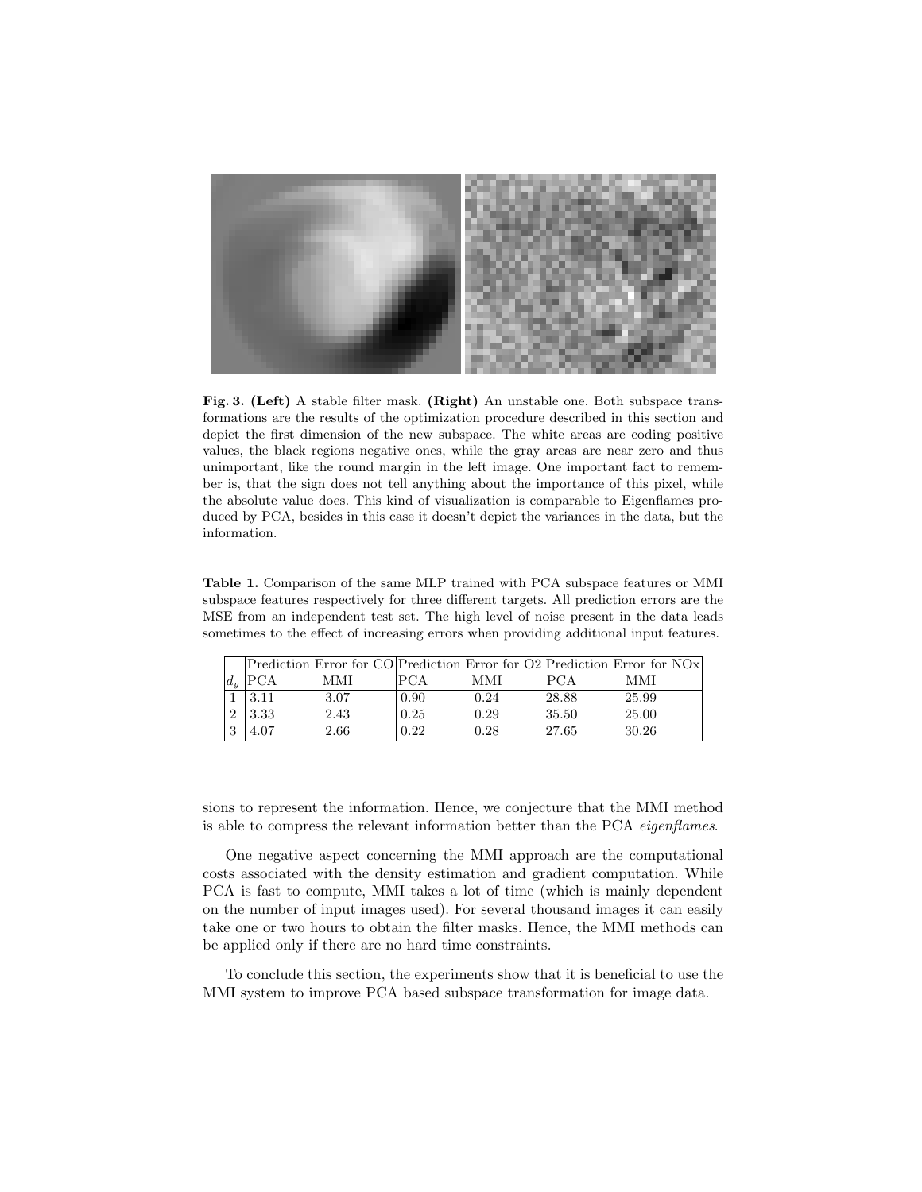**Fig. 3. (Left)** A stable filter mask. **(Right)** An unstable one. Both subspace transformations are the results of the optimization procedure described in this section and depict the first dimension of the new subspace. The white areas are coding positive values, the black regions negative ones, while the gray areas are near zero and thus unimportant, like the round margin in the left image. One important fact to remember is, that the sign does not tell anything about the importance of this pixel, while the absolute value does. This kind of visualization is comparable to Eigenflames produced by PCA, besides in this case it doesn't depict the variances in the data, but the information.

**Table 1.** Comparison of the same MLP trained with PCA subspace features or MMI subspace features respectively for three different targets. All prediction errors are the MSE from an independent test set. The high level of noise present in the data leads sometimes to the effect of increasing errors when providing additional input features.

| | Prediction Error for CO | | Prediction Error for O2 | | Prediction Error for NOx | |
|---|---|---|---|---|---|---|
| $d_y$ | PCA | MMI | PCA | MMI | PCA | MMI |
| 1 | 3.11 | 3.07 | 0.90 | 0.24 | 28.88 | 25.99 |
| 2 | 3.33 | 2.43 | 0.25 | 0.29 | 35.50 | 25.00 |
| 3 | 4.07 | 2.66 | 0.22 | 0.28 | 27.65 | 30.26 |

sions to represent the information. Hence, we conjecture that the MMI method is able to compress the relevant information better than the PCA *eigenflames*.

One negative aspect concerning the MMI approach are the computational costs associated with the density estimation and gradient computation. While PCA is fast to compute, MMI takes a lot of time (which is mainly dependent on the number of input images used). For several thousand images it can easily take one or two hours to obtain the filter masks. Hence, the MMI methods can be applied only if there are no hard time constraints.

To conclude this section, the experiments show that it is beneficial to use the MMI system to improve PCA based subspace transformation for image data.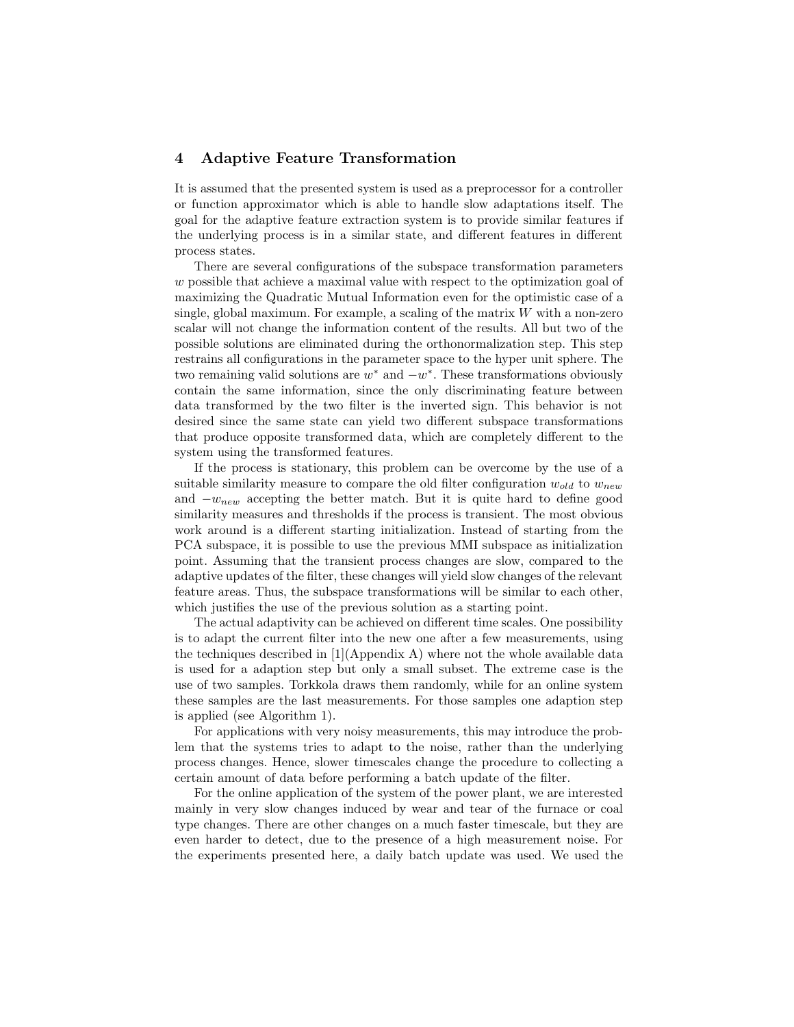## 4 Adaptive Feature Transformation

It is assumed that the presented system is used as a preprocessor for a controller or function approximator which is able to handle slow adaptations itself. The goal for the adaptive feature extraction system is to provide similar features if the underlying process is in a similar state, and different features in different process states.

There are several configurations of the subspace transformation parameters $w$ possible that achieve a maximal value with respect to the optimization goal of maximizing the Quadratic Mutual Information even for the optimistic case of a single, global maximum. For example, a scaling of the matrix $W$ with a non-zero scalar will not change the information content of the results. All but two of the possible solutions are eliminated during the orthonormalization step. This step restrains all configurations in the parameter space to the hyper unit sphere. The two remaining valid solutions are $w^*$ and $-w^*$. These transformations obviously contain the same information, since the only discriminating feature between data transformed by the two filter is the inverted sign. This behavior is not desired since the same state can yield two different subspace transformations that produce opposite transformed data, which are completely different to the system using the transformed features.

If the process is stationary, this problem can be overcome by the use of a suitable similarity measure to compare the old filter configuration $w_{old}$ to $w_{new}$ and $-w_{new}$ accepting the better match. But it is quite hard to define good similarity measures and thresholds if the process is transient. The most obvious work around is a different starting initialization. Instead of starting from the PCA subspace, it is possible to use the previous MMI subspace as initialization point. Assuming that the transient process changes are slow, compared to the adaptive updates of the filter, these changes will yield slow changes of the relevant feature areas. Thus, the subspace transformations will be similar to each other, which justifies the use of the previous solution as a starting point.

The actual adaptivity can be achieved on different time scales. One possibility is to adapt the current filter into the new one after a few measurements, using the techniques described in [1](Appendix A) where not the whole available data is used for a adaption step but only a small subset. The extreme case is the use of two samples. Torkkola draws them randomly, while for an online system these samples are the last measurements. For those samples one adaption step is applied (see Algorithm 1).

For applications with very noisy measurements, this may introduce the problem that the systems tries to adapt to the noise, rather than the underlying process changes. Hence, slower timescales change the procedure to collecting a certain amount of data before performing a batch update of the filter.

For the online application of the system of the power plant, we are interested mainly in very slow changes induced by wear and tear of the furnace or coal type changes. There are other changes on a much faster timescale, but they are even harder to detect, due to the presence of a high measurement noise. For the experiments presented here, a daily batch update was used. We used the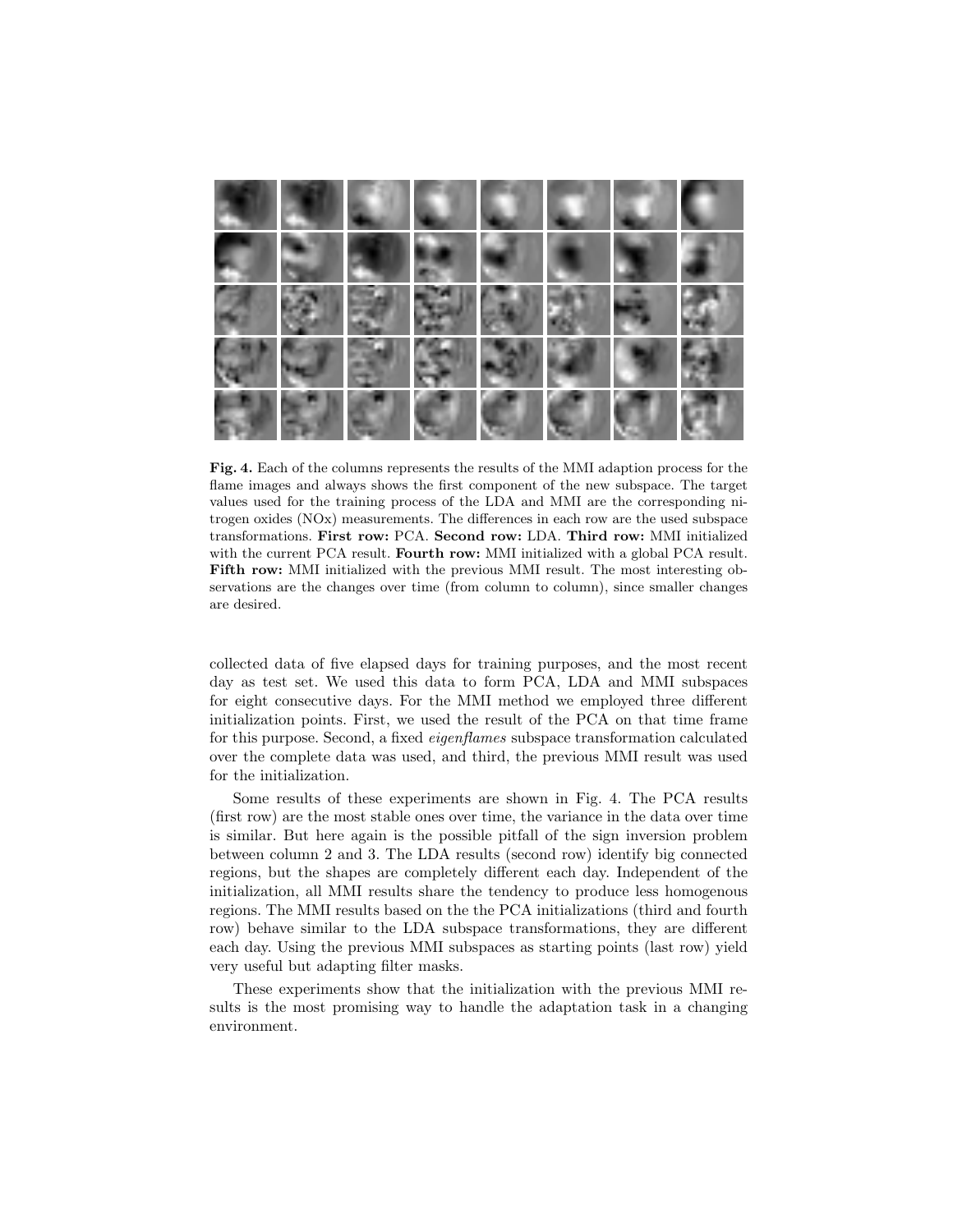**Fig. 4.** Each of the columns represents the results of the MMI adaption process for the flame images and always shows the first component of the new subspace. The target values used for the training process of the LDA and MMI are the corresponding nitrogen oxides (NOx) measurements. The differences in each row are the used subspace transformations. **First row:** PCA. **Second row:** LDA. **Third row:** MMI initialized with the current PCA result. **Fourth row:** MMI initialized with a global PCA result. **Fifth row:** MMI initialized with the previous MMI result. The most interesting observations are the changes over time (from column to column), since smaller changes are desired.

collected data of five elapsed days for training purposes, and the most recent day as test set. We used this data to form PCA, LDA and MMI subspaces for eight consecutive days. For the MMI method we employed three different initialization points. First, we used the result of the PCA on that time frame for this purpose. Second, a fixed *eigenflames* subspace transformation calculated over the complete data was used, and third, the previous MMI result was used for the initialization.

Some results of these experiments are shown in Fig. 4. The PCA results (first row) are the most stable ones over time, the variance in the data over time is similar. But here again is the possible pitfall of the sign inversion problem between column 2 and 3. The LDA results (second row) identify big connected regions, but the shapes are completely different each day. Independent of the initialization, all MMI results share the tendency to produce less homogenous regions. The MMI results based on the the PCA initializations (third and fourth row) behave similar to the LDA subspace transformations, they are different each day. Using the previous MMI subspaces as starting points (last row) yield very useful but adapting filter masks.

These experiments show that the initialization with the previous MMI results is the most promising way to handle the adaptation task in a changing environment.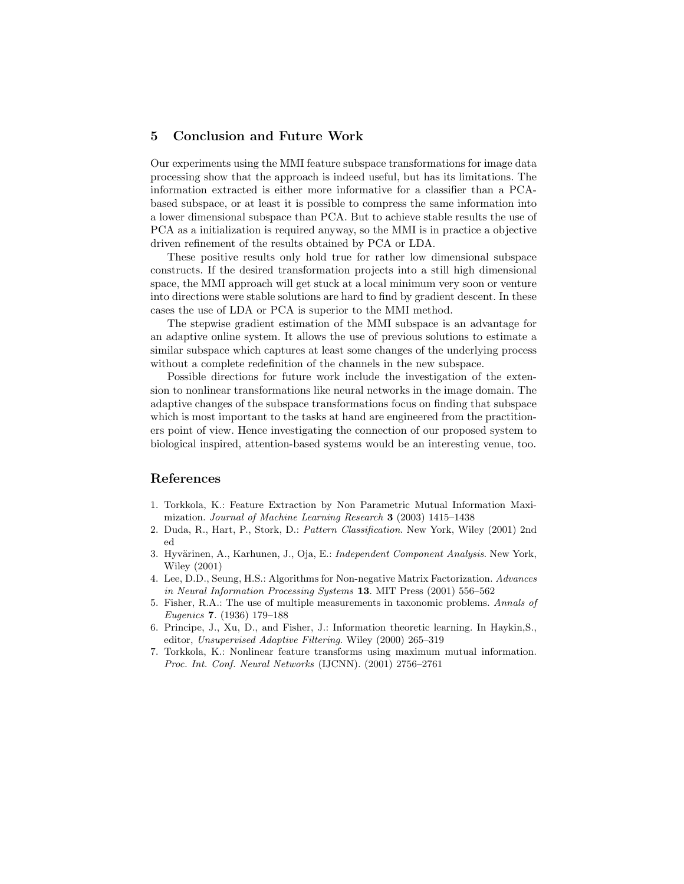## 5 Conclusion and Future Work

Our experiments using the MMI feature subspace transformations for image data processing show that the approach is indeed useful, but has its limitations. The information extracted is either more informative for a classifier than a PCA-based subspace, or at least it is possible to compress the same information into a lower dimensional subspace than PCA. But to achieve stable results the use of PCA as a initialization is required anyway, so the MMI is in practice a objective driven refinement of the results obtained by PCA or LDA.

These positive results only hold true for rather low dimensional subspace constructs. If the desired transformation projects into a still high dimensional space, the MMI approach will get stuck at a local minimum very soon or venture into directions were stable solutions are hard to find by gradient descent. In these cases the use of LDA or PCA is superior to the MMI method.

The stepwise gradient estimation of the MMI subspace is an advantage for an adaptive online system. It allows the use of previous solutions to estimate a similar subspace which captures at least some changes of the underlying process without a complete redefinition of the channels in the new subspace.

Possible directions for future work include the investigation of the extension to nonlinear transformations like neural networks in the image domain. The adaptive changes of the subspace transformations focus on finding that subspace which is most important to the tasks at hand are engineered from the practitioners point of view. Hence investigating the connection of our proposed system to biological inspired, attention-based systems would be an interesting venue, too.

## References

1. Torkkola, K.: Feature Extraction by Non Parametric Mutual Information Maximization. *Journal of Machine Learning Research* **3** (2003) 1415–1438
2. Duda, R., Hart, P., Stork, D.: *Pattern Classification*. New York, Wiley (2001) 2nd ed
3. Hyvärinen, A., Karhunen, J., Oja, E.: *Independent Component Analysis*. New York, Wiley (2001)
4. Lee, D.D., Seung, H.S.: Algorithms for Non-negative Matrix Factorization. *Advances in Neural Information Processing Systems* **13**. MIT Press (2001) 556–562
5. Fisher, R.A.: The use of multiple measurements in taxonomic problems. *Annals of Eugenics* **7**. (1936) 179–188
6. Principe, J., Xu, D., and Fisher, J.: Information theoretic learning. In Haykin,S., editor, *Unsupervised Adaptive Filtering*. Wiley (2000) 265–319
7. Torkkola, K.: Nonlinear feature transforms using maximum mutual information. *Proc. Int. Conf. Neural Networks* (IJCNN). (2001) 2756–2761